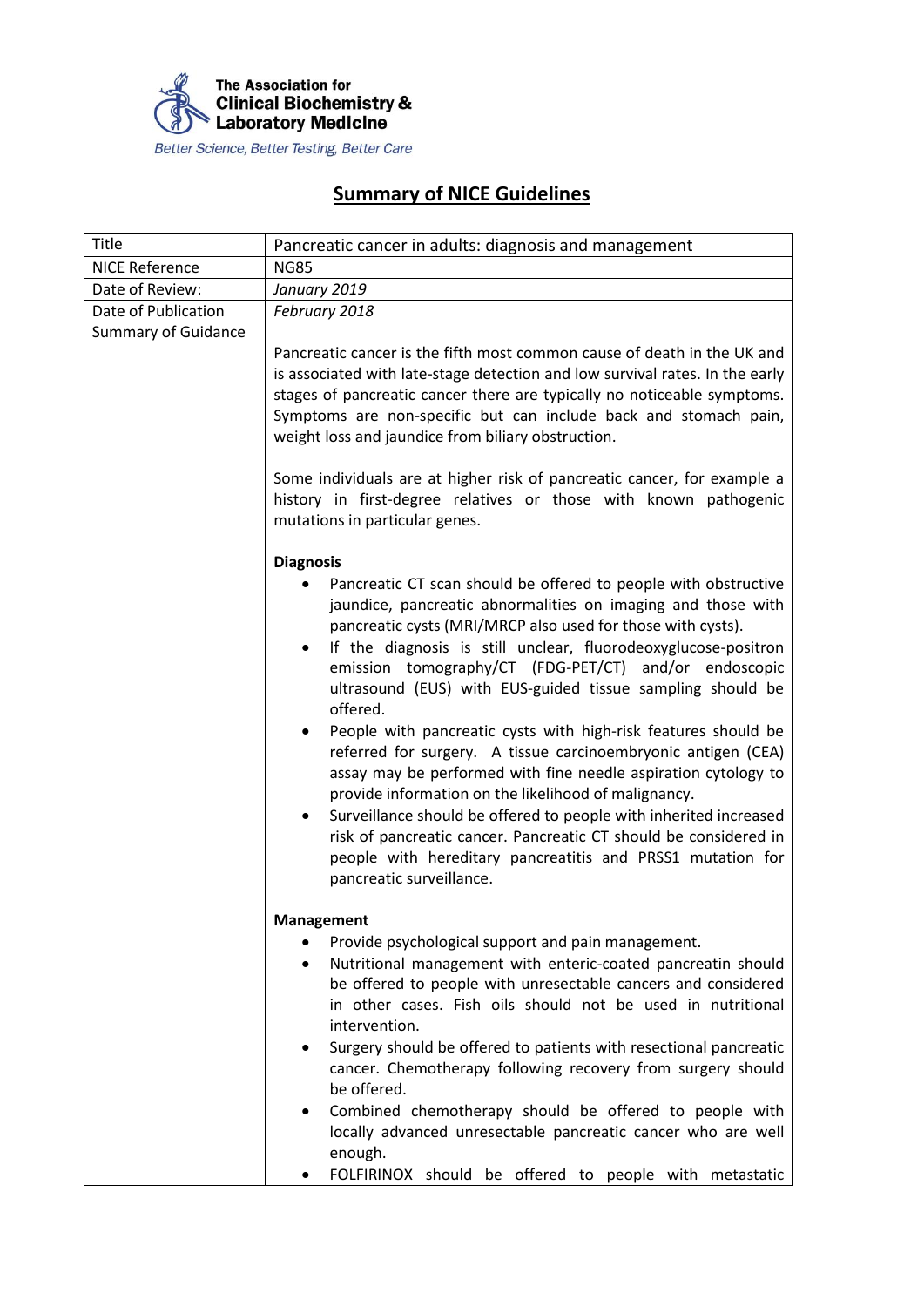**The Association for Clinical Biochemistry & Laboratory Medicine**

*Better Science, Better Testing, Better Care*

# Summary of NICE Guidelines

| Title | Pancreatic cancer in adults: diagnosis and management |
|---|---|
| NICE Reference | NG85 |
| Date of Review: | *January 2019* |
| Date of Publication | *February 2018* |
| Summary of Guidance | Pancreatic cancer is the fifth most common cause of death in the UK and is associated with late-stage detection and low survival rates. In the early stages of pancreatic cancer there are typically no noticeable symptoms. Symptoms are non-specific but can include back and stomach pain, weight loss and jaundice from biliary obstruction.<br><br>Some individuals are at higher risk of pancreatic cancer, for example a history in first-degree relatives or those with known pathogenic mutations in particular genes.<br><br>**Diagnosis**<br>• Pancreatic CT scan should be offered to people with obstructive jaundice, pancreatic abnormalities on imaging and those with pancreatic cysts (MRI/MRCP also used for those with cysts).<br>• If the diagnosis is still unclear, fluorodeoxyglucose-positron emission tomography/CT (FDG-PET/CT) and/or endoscopic ultrasound (EUS) with EUS-guided tissue sampling should be offered.<br>• People with pancreatic cysts with high-risk features should be referred for surgery. A tissue carcinoembryonic antigen (CEA) assay may be performed with fine needle aspiration cytology to provide information on the likelihood of malignancy.<br>• Surveillance should be offered to people with inherited increased risk of pancreatic cancer. Pancreatic CT should be considered in people with hereditary pancreatitis and PRSS1 mutation for pancreatic surveillance.<br><br>**Management**<br>• Provide psychological support and pain management.<br>• Nutritional management with enteric-coated pancreatin should be offered to people with unresectable cancers and considered in other cases. Fish oils should not be used in nutritional intervention.<br>• Surgery should be offered to patients with resectional pancreatic cancer. Chemotherapy following recovery from surgery should be offered.<br>• Combined chemotherapy should be offered to people with locally advanced unresectable pancreatic cancer who are well enough.<br>• FOLFIRINOX should be offered to people with metastatic |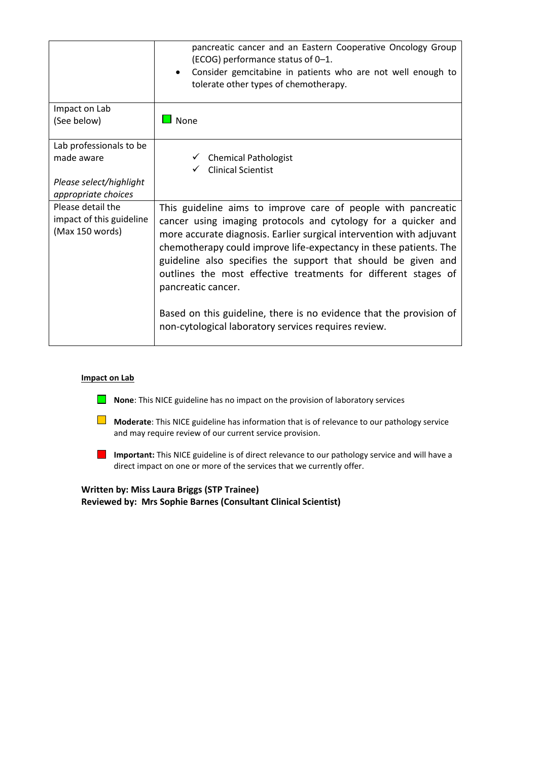| | |
|---|---|
| | pancreatic cancer and an Eastern Cooperative Oncology Group (ECOG) performance status of 0–1.<br>• Consider gemcitabine in patients who are not well enough to tolerate other types of chemotherapy. |
| Impact on Lab<br>(See below) | None |
| Lab professionals to be made aware<br><br>*Please select/highlight appropriate choices* | ✓ Chemical Pathologist<br>✓ Clinical Scientist |
| Please detail the impact of this guideline (Max 150 words) | This guideline aims to improve care of people with pancreatic cancer using imaging protocols and cytology for a quicker and more accurate diagnosis. Earlier surgical intervention with adjuvant chemotherapy could improve life-expectancy in these patients. The guideline also specifies the support that should be given and outlines the most effective treatments for different stages of pancreatic cancer.<br><br>Based on this guideline, there is no evidence that the provision of non-cytological laboratory services requires review. |

**Impact on Lab**

- **None**: This NICE guideline has no impact on the provision of laboratory services
- **Moderate**: This NICE guideline has information that is of relevance to our pathology service and may require review of our current service provision.
- **Important:** This NICE guideline is of direct relevance to our pathology service and will have a direct impact on one or more of the services that we currently offer.

**Written by: Miss Laura Briggs (STP Trainee)**
**Reviewed by: Mrs Sophie Barnes (Consultant Clinical Scientist)**